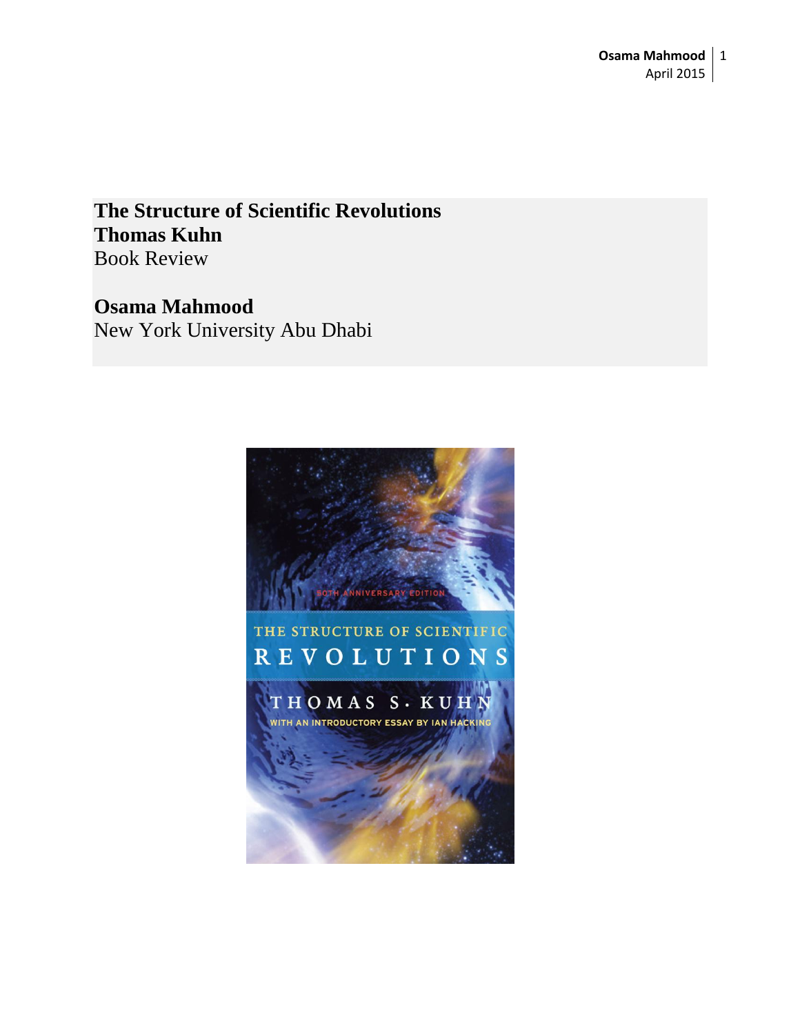# The Structure of Scientific Revolutions
# Thomas Kuhn
Book Review

**Osama Mahmood**
New York University Abu Dhabi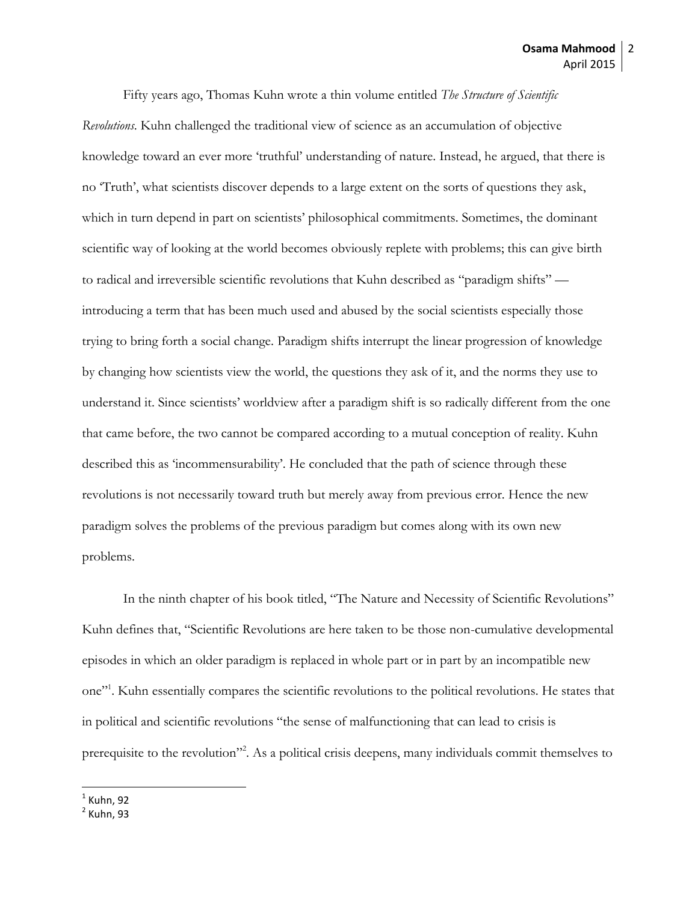Fifty years ago, Thomas Kuhn wrote a thin volume entitled *The Structure of Scientific Revolutions*. Kuhn challenged the traditional view of science as an accumulation of objective knowledge toward an ever more 'truthful' understanding of nature. Instead, he argued, that there is no 'Truth', what scientists discover depends to a large extent on the sorts of questions they ask, which in turn depend in part on scientists' philosophical commitments. Sometimes, the dominant scientific way of looking at the world becomes obviously replete with problems; this can give birth to radical and irreversible scientific revolutions that Kuhn described as "paradigm shifts" — introducing a term that has been much used and abused by the social scientists especially those trying to bring forth a social change. Paradigm shifts interrupt the linear progression of knowledge by changing how scientists view the world, the questions they ask of it, and the norms they use to understand it. Since scientists' worldview after a paradigm shift is so radically different from the one that came before, the two cannot be compared according to a mutual conception of reality. Kuhn described this as 'incommensurability'. He concluded that the path of science through these revolutions is not necessarily toward truth but merely away from previous error. Hence the new paradigm solves the problems of the previous paradigm but comes along with its own new problems.

In the ninth chapter of his book titled, "The Nature and Necessity of Scientific Revolutions" Kuhn defines that, "Scientific Revolutions are here taken to be those non-cumulative developmental episodes in which an older paradigm is replaced in whole part or in part by an incompatible new one"[1]. Kuhn essentially compares the scientific revolutions to the political revolutions. He states that in political and scientific revolutions "the sense of malfunctioning that can lead to crisis is prerequisite to the revolution"[2]. As a political crisis deepens, many individuals commit themselves to

[1] Kuhn, 92
[2] Kuhn, 93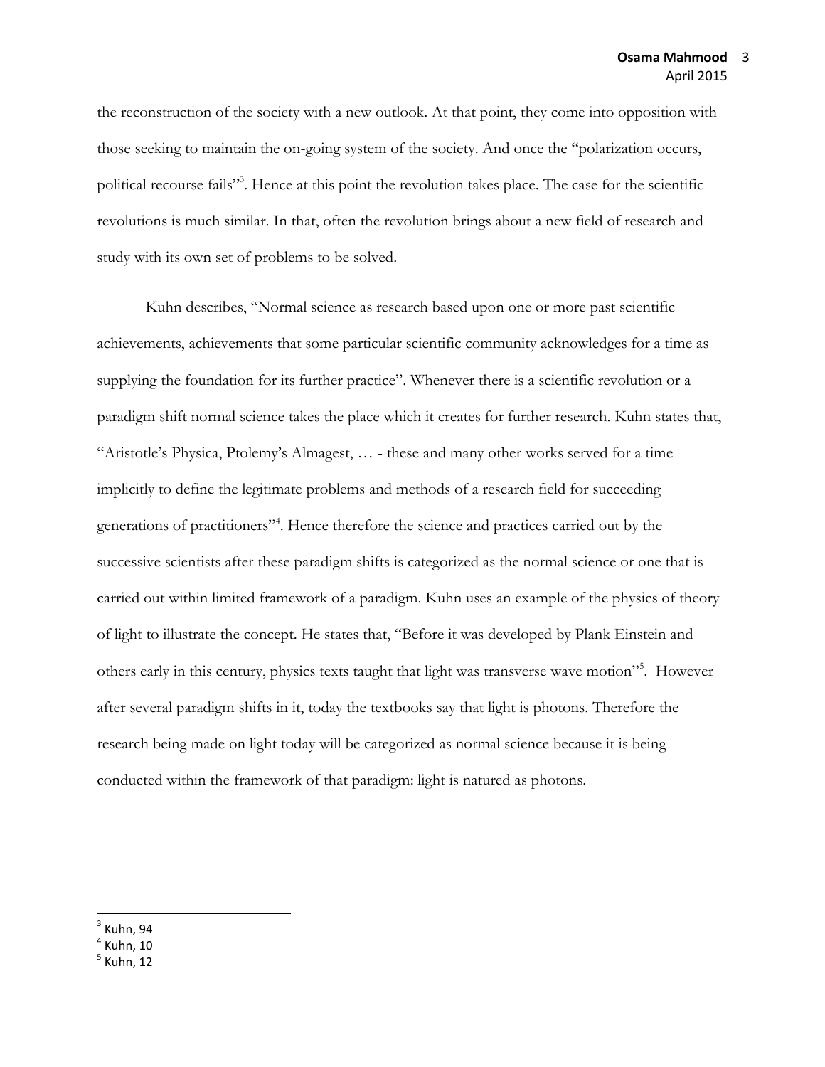the reconstruction of the society with a new outlook. At that point, they come into opposition with those seeking to maintain the on-going system of the society. And once the "polarization occurs, political recourse fails"[3]. Hence at this point the revolution takes place. The case for the scientific revolutions is much similar. In that, often the revolution brings about a new field of research and study with its own set of problems to be solved.

Kuhn describes, "Normal science as research based upon one or more past scientific achievements, achievements that some particular scientific community acknowledges for a time as supplying the foundation for its further practice". Whenever there is a scientific revolution or a paradigm shift normal science takes the place which it creates for further research. Kuhn states that, "Aristotle's Physica, Ptolemy's Almagest, … - these and many other works served for a time implicitly to define the legitimate problems and methods of a research field for succeeding generations of practitioners"[4]. Hence therefore the science and practices carried out by the successive scientists after these paradigm shifts is categorized as the normal science or one that is carried out within limited framework of a paradigm. Kuhn uses an example of the physics of theory of light to illustrate the concept. He states that, "Before it was developed by Plank Einstein and others early in this century, physics texts taught that light was transverse wave motion"[5]. However after several paradigm shifts in it, today the textbooks say that light is photons. Therefore the research being made on light today will be categorized as normal science because it is being conducted within the framework of that paradigm: light is natured as photons.

---

[3] Kuhn, 94
[4] Kuhn, 10
[5] Kuhn, 12